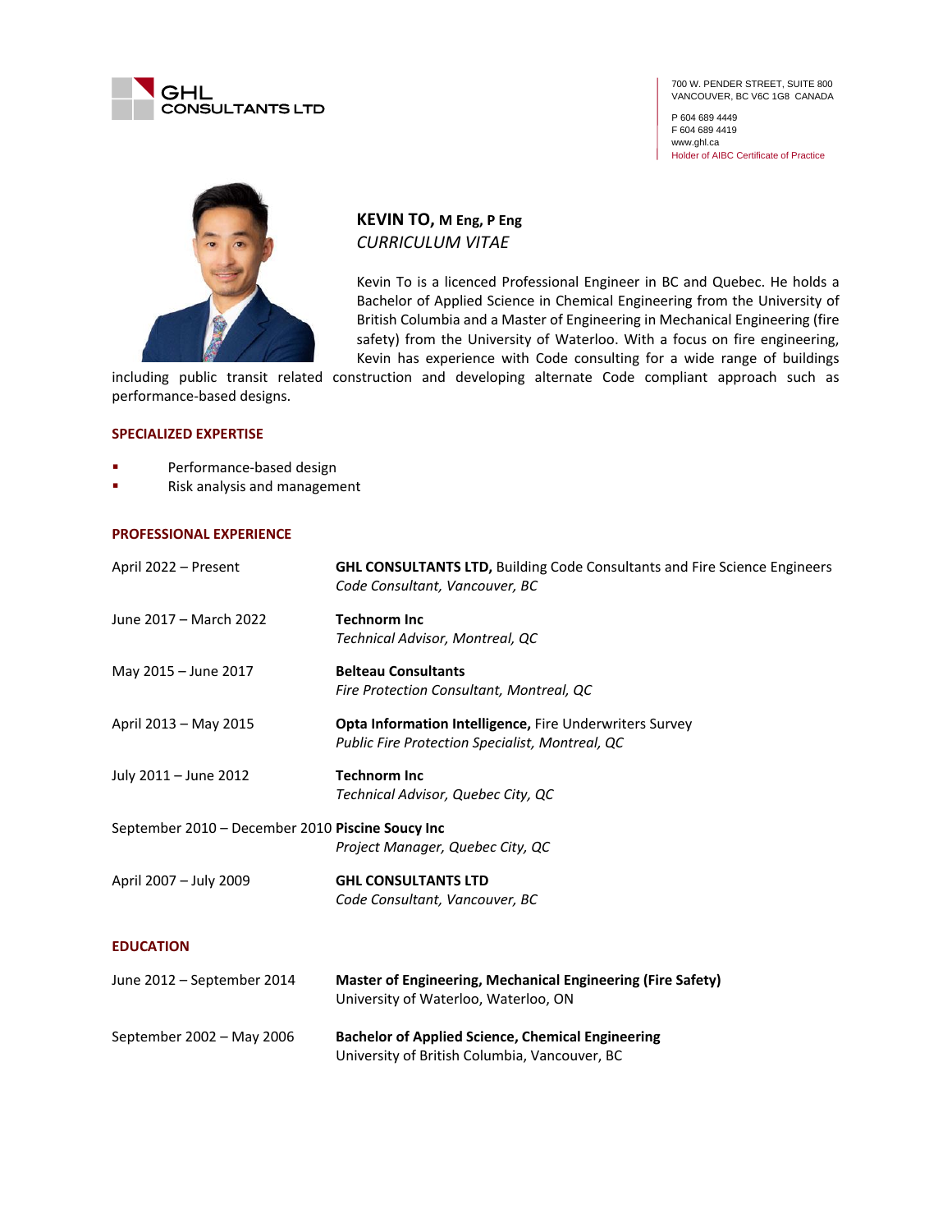GHL CONSULTANTS LTD

700 W. PENDER STREET, SUITE 800
VANCOUVER, BC V6C 1G8 CANADA

P 604 689 4449
F 604 689 4419
www.ghl.ca
Holder of AIBC Certificate of Practice

# KEVIN TO, M Eng, P Eng

*CURRICULUM VITAE*

Kevin To is a licenced Professional Engineer in BC and Quebec. He holds a Bachelor of Applied Science in Chemical Engineering from the University of British Columbia and a Master of Engineering in Mechanical Engineering (fire safety) from the University of Waterloo. With a focus on fire engineering, Kevin has experience with Code consulting for a wide range of buildings including public transit related construction and developing alternate Code compliant approach such as performance-based designs.

## SPECIALIZED EXPERTISE

- Performance-based design
- Risk analysis and management

## PROFESSIONAL EXPERIENCE

| | |
|---|---|
| April 2022 – Present | **GHL CONSULTANTS LTD,** Building Code Consultants and Fire Science Engineers<br>*Code Consultant, Vancouver, BC* |
| June 2017 – March 2022 | **Technorm Inc**<br>*Technical Advisor, Montreal, QC* |
| May 2015 – June 2017 | **Belteau Consultants**<br>*Fire Protection Consultant, Montreal, QC* |
| April 2013 – May 2015 | **Opta Information Intelligence,** Fire Underwriters Survey<br>*Public Fire Protection Specialist, Montreal, QC* |
| July 2011 – June 2012 | **Technorm Inc**<br>*Technical Advisor, Quebec City, QC* |
| September 2010 – December 2010 | **Piscine Soucy Inc**<br>*Project Manager, Quebec City, QC* |
| April 2007 – July 2009 | **GHL CONSULTANTS LTD**<br>*Code Consultant, Vancouver, BC* |

## EDUCATION

| | |
|---|---|
| June 2012 – September 2014 | **Master of Engineering, Mechanical Engineering (Fire Safety)**<br>University of Waterloo, Waterloo, ON |
| September 2002 – May 2006 | **Bachelor of Applied Science, Chemical Engineering**<br>University of British Columbia, Vancouver, BC |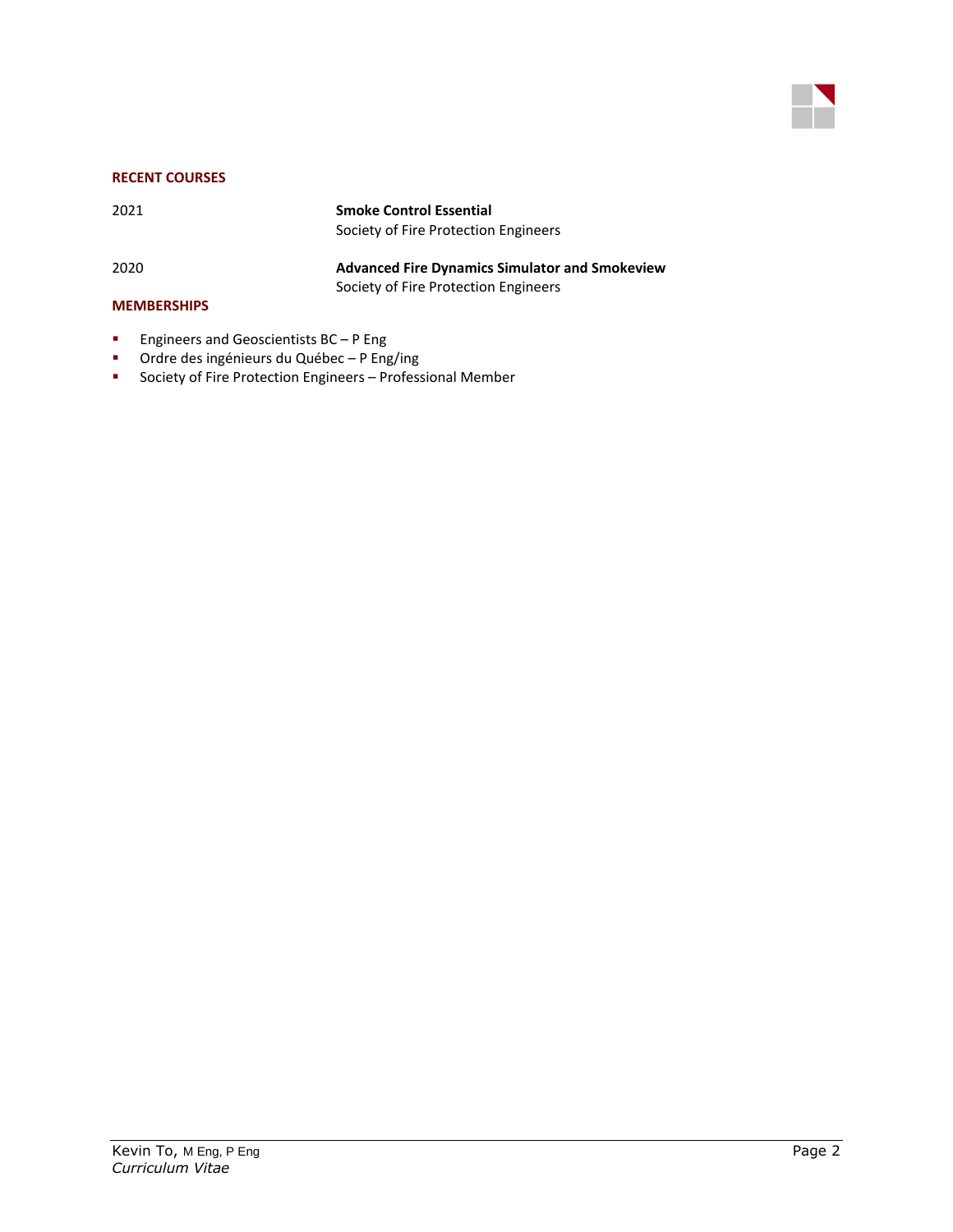## RECENT COURSES

| | |
|---|---|
| 2021 | **Smoke Control Essential**<br>Society of Fire Protection Engineers |
| 2020 | **Advanced Fire Dynamics Simulator and Smokeview**<br>Society of Fire Protection Engineers |

## MEMBERSHIPS

- Engineers and Geoscientists BC – P Eng
- Ordre des ingénieurs du Québec – P Eng/ing
- Society of Fire Protection Engineers – Professional Member